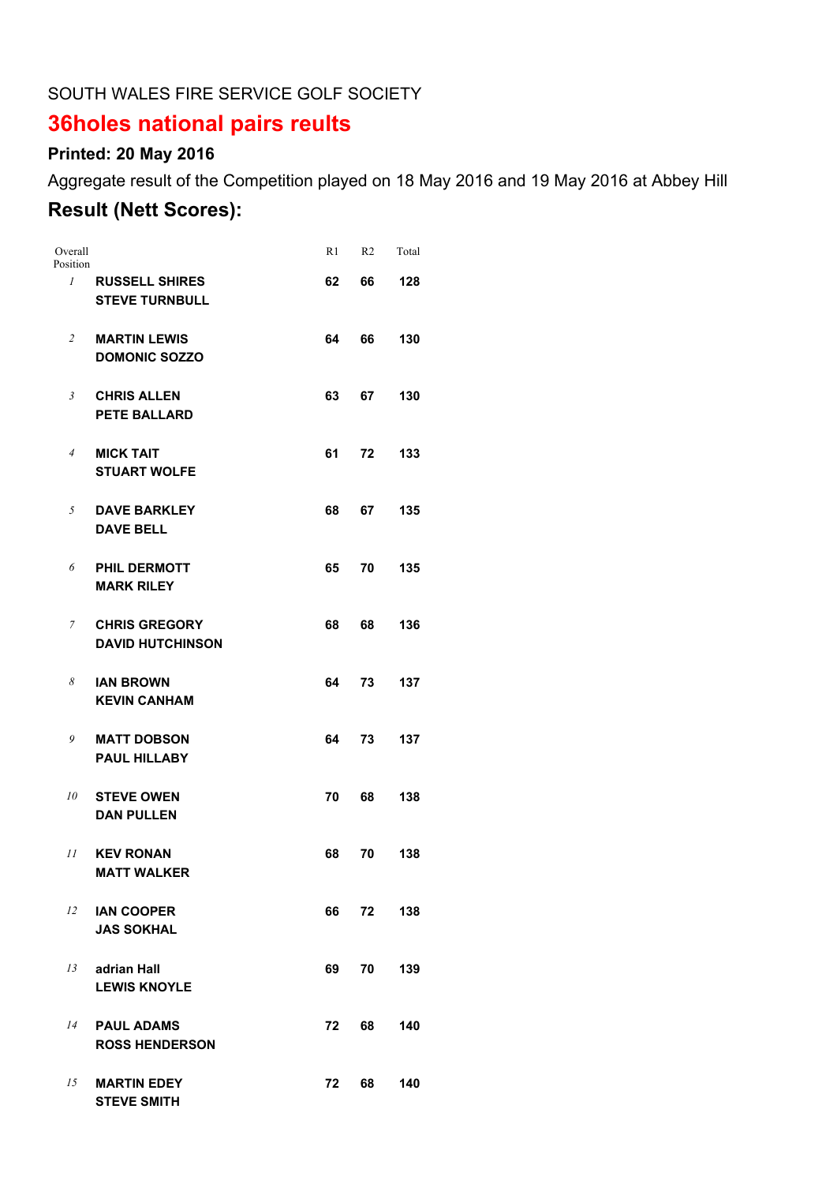SOUTH WALES FIRE SERVICE GOLF SOCIETY

# 36holes national pairs reults

### Printed: 20 May 2016

Aggregate result of the Competition played on 18 May 2016 and 19 May 2016 at Abbey Hill

## Result (Nett Scores):

| Overall Position | | R1 | R2 | Total |
|---|---|---|---|---|
| *1* | **RUSSELL SHIRES**<br>**STEVE TURNBULL** | **62** | **66** | **128** |
| *2* | **MARTIN LEWIS**<br>**DOMONIC SOZZO** | **64** | **66** | **130** |
| *3* | **CHRIS ALLEN**<br>**PETE BALLARD** | **63** | **67** | **130** |
| *4* | **MICK TAIT**<br>**STUART WOLFE** | **61** | **72** | **133** |
| *5* | **DAVE BARKLEY**<br>**DAVE BELL** | **68** | **67** | **135** |
| *6* | **PHIL DERMOTT**<br>**MARK RILEY** | **65** | **70** | **135** |
| *7* | **CHRIS GREGORY**<br>**DAVID HUTCHINSON** | **68** | **68** | **136** |
| *8* | **IAN BROWN**<br>**KEVIN CANHAM** | **64** | **73** | **137** |
| *9* | **MATT DOBSON**<br>**PAUL HILLABY** | **64** | **73** | **137** |
| *10* | **STEVE OWEN**<br>**DAN PULLEN** | **70** | **68** | **138** |
| *11* | **KEV RONAN**<br>**MATT WALKER** | **68** | **70** | **138** |
| *12* | **IAN COOPER**<br>**JAS SOKHAL** | **66** | **72** | **138** |
| *13* | **adrian Hall**<br>**LEWIS KNOYLE** | **69** | **70** | **139** |
| *14* | **PAUL ADAMS**<br>**ROSS HENDERSON** | **72** | **68** | **140** |
| *15* | **MARTIN EDEY**<br>**STEVE SMITH** | **72** | **68** | **140** |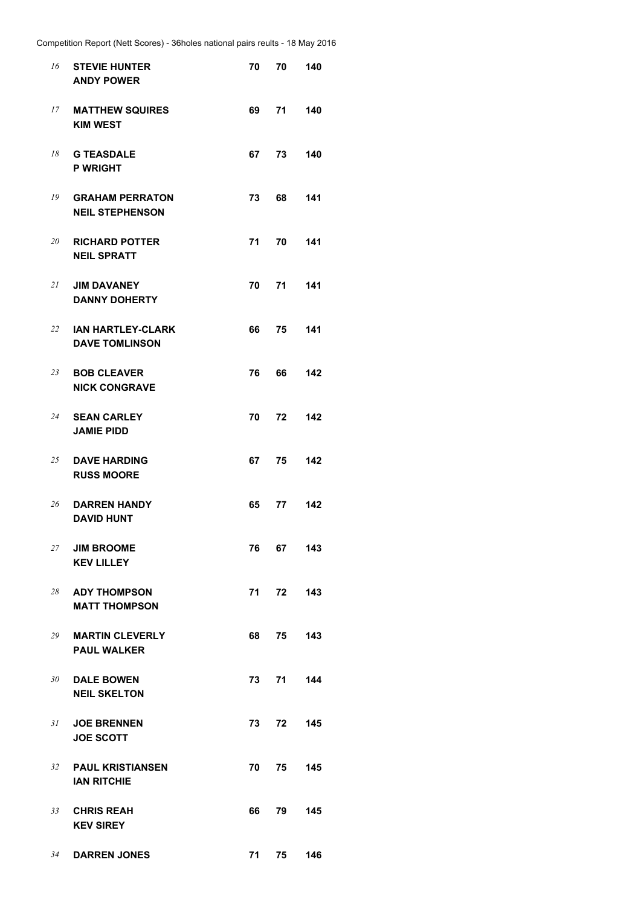| | | | | |
|---|---|---|---|---|
| 16 | **STEVIE HUNTER**<br>**ANDY POWER** | **70** | **70** | **140** |
| 17 | **MATTHEW SQUIRES**<br>**KIM WEST** | **69** | **71** | **140** |
| 18 | **G TEASDALE**<br>**P WRIGHT** | **67** | **73** | **140** |
| 19 | **GRAHAM PERRATON**<br>**NEIL STEPHENSON** | **73** | **68** | **141** |
| 20 | **RICHARD POTTER**<br>**NEIL SPRATT** | **71** | **70** | **141** |
| 21 | **JIM DAVANEY**<br>**DANNY DOHERTY** | **70** | **71** | **141** |
| 22 | **IAN HARTLEY-CLARK**<br>**DAVE TOMLINSON** | **66** | **75** | **141** |
| 23 | **BOB CLEAVER**<br>**NICK CONGRAVE** | **76** | **66** | **142** |
| 24 | **SEAN CARLEY**<br>**JAMIE PIDD** | **70** | **72** | **142** |
| 25 | **DAVE HARDING**<br>**RUSS MOORE** | **67** | **75** | **142** |
| 26 | **DARREN HANDY**<br>**DAVID HUNT** | **65** | **77** | **142** |
| 27 | **JIM BROOME**<br>**KEV LILLEY** | **76** | **67** | **143** |
| 28 | **ADY THOMPSON**<br>**MATT THOMPSON** | **71** | **72** | **143** |
| 29 | **MARTIN CLEVERLY**<br>**PAUL WALKER** | **68** | **75** | **143** |
| 30 | **DALE BOWEN**<br>**NEIL SKELTON** | **73** | **71** | **144** |
| 31 | **JOE BRENNEN**<br>**JOE SCOTT** | **73** | **72** | **145** |
| 32 | **PAUL KRISTIANSEN**<br>**IAN RITCHIE** | **70** | **75** | **145** |
| 33 | **CHRIS REAH**<br>**KEV SIREY** | **66** | **79** | **145** |
| 34 | **DARREN JONES** | **71** | **75** | **146** |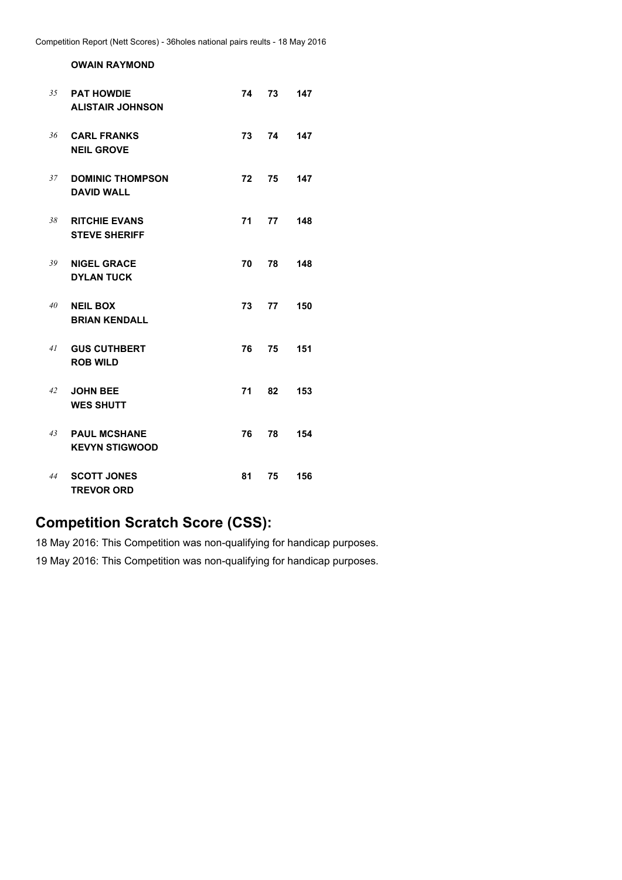| | | | | |
|---|---|---|---|---|
| | **OWAIN RAYMOND** | | | |
| *35* | **PAT HOWDIE**<br>**ALISTAIR JOHNSON** | **74** | **73** | **147** |
| *36* | **CARL FRANKS**<br>**NEIL GROVE** | **73** | **74** | **147** |
| *37* | **DOMINIC THOMPSON**<br>**DAVID WALL** | **72** | **75** | **147** |
| *38* | **RITCHIE EVANS**<br>**STEVE SHERIFF** | **71** | **77** | **148** |
| *39* | **NIGEL GRACE**<br>**DYLAN TUCK** | **70** | **78** | **148** |
| *40* | **NEIL BOX**<br>**BRIAN KENDALL** | **73** | **77** | **150** |
| *41* | **GUS CUTHBERT**<br>**ROB WILD** | **76** | **75** | **151** |
| *42* | **JOHN BEE**<br>**WES SHUTT** | **71** | **82** | **153** |
| *43* | **PAUL MCSHANE**<br>**KEVYN STIGWOOD** | **76** | **78** | **154** |
| *44* | **SCOTT JONES**<br>**TREVOR ORD** | **81** | **75** | **156** |

## Competition Scratch Score (CSS):

18 May 2016: This Competition was non-qualifying for handicap purposes.

19 May 2016: This Competition was non-qualifying for handicap purposes.